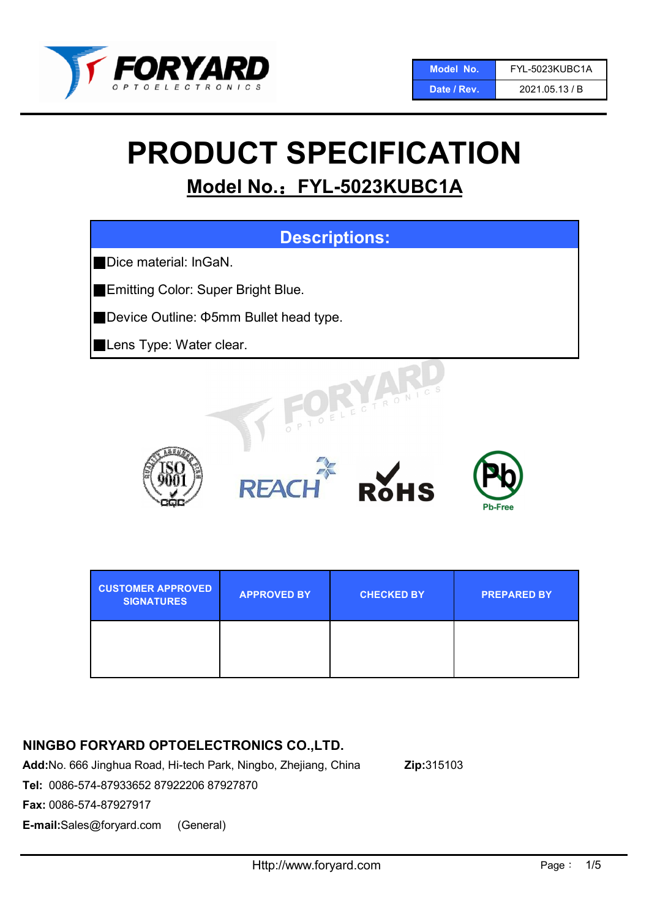| Model No. | FYL-5023KUBC1A |
| --- | --- |
| Date / Rev. | 2021.05.13 / B |

# PRODUCT SPECIFICATION

## Model No.：FYL-5023KUBC1A

| Descriptions: |
| --- |
| ■Dice material: InGaN. |
| ■Emitting Color: Super Bright Blue. |
| ■Device Outline: Φ5mm Bullet head type. |
| ■Lens Type: Water clear. |

| CUSTOMER APPROVED SIGNATURES | APPROVED BY | CHECKED BY | PREPARED BY |
| --- | --- | --- | --- |
| | | | |

**NINGBO FORYARD OPTOELECTRONICS CO.,LTD.**

**Add:**No. 666 Jinghua Road, Hi-tech Park, Ningbo, Zhejiang, China **Zip:**315103

**Tel:** 0086-574-87933652 87922206 87927870

**Fax:** 0086-574-87927917

**E-mail:**Sales@foryard.com (General)

Http://www.foryard.com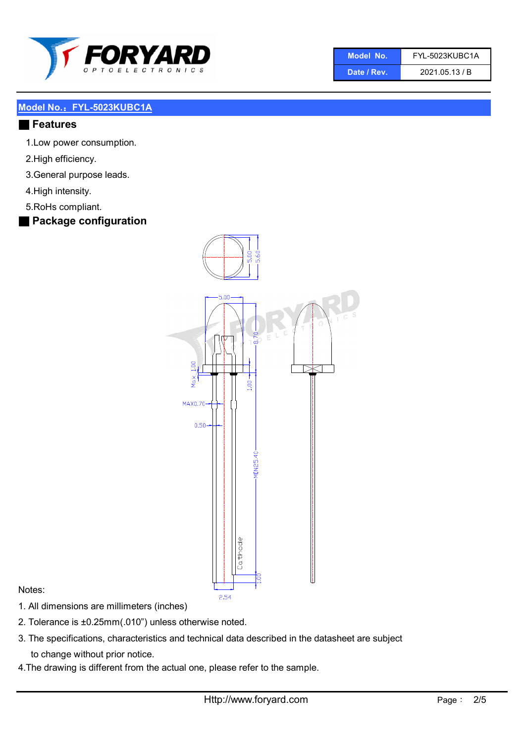| Model No. | FYL-5023KUBC1A |
| --- | --- |
| Date / Rev. | 2021.05.13 / B |

## Model No.：FYL-5023KUBC1A

## Features

1.Low power consumption.

2.High efficiency.

3.General purpose leads.

4.High intensity.

5.RoHs compliant.

## Package configuration

Notes:

1. All dimensions are millimeters (inches)
2. Tolerance is ±0.25mm(.010”) unless otherwise noted.
3. The specifications, characteristics and technical data described in the datasheet are subject to change without prior notice.
4. The drawing is different from the actual one, please refer to the sample.

Http://www.foryard.com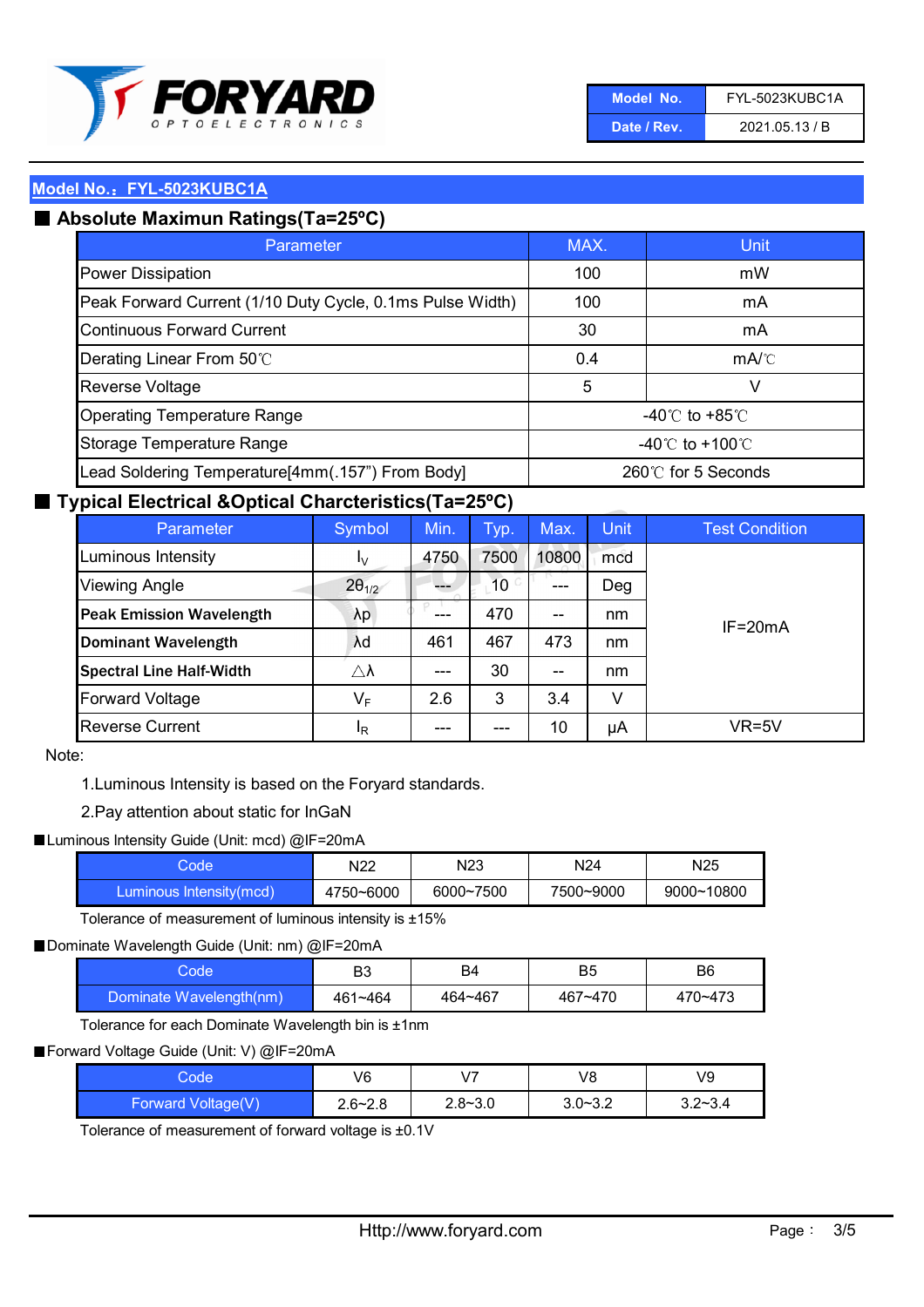| Model No. | FYL-5023KUBC1A |
| --- | --- |
| Date / Rev. | 2021.05.13 / B |

## Model No.：FYL-5023KUBC1A

### ■ Absolute Maximun Ratings(Ta=25ºC)

| Parameter | MAX. | Unit |
| --- | --- | --- |
| Power Dissipation | 100 | mW |
| Peak Forward Current (1/10 Duty Cycle, 0.1ms Pulse Width) | 100 | mA |
| Continuous Forward Current | 30 | mA |
| Derating Linear From 50℃ | 0.4 | mA/℃ |
| Reverse Voltage | 5 | V |
| Operating Temperature Range | -40℃ to +85℃ | |
| Storage Temperature Range | -40℃ to +100℃ | |
| Lead Soldering Temperature[4mm(.157") From Body] | 260℃ for 5 Seconds | |

### ■ Typical Electrical &Optical Charcteristics(Ta=25ºC)

| Parameter | Symbol | Min. | Typ. | Max. | Unit | Test Condition |
| --- | --- | --- | --- | --- | --- | --- |
| Luminous Intensity | $I_V$ | 4750 | 7500 | 10800 | mcd | IF=20mA |
| Viewing Angle | $2\theta_{1/2}$ | --- | 10 | --- | Deg | IF=20mA |
| **Peak Emission Wavelength** | λp | --- | 470 | -- | nm | IF=20mA |
| **Dominant Wavelength** | λd | 461 | 467 | 473 | nm | IF=20mA |
| **Spectral Line Half-Width** | △λ | --- | 30 | -- | nm | IF=20mA |
| Forward Voltage | $V_F$ | 2.6 | 3 | 3.4 | V | IF=20mA |
| Reverse Current | $I_R$ | --- | --- | 10 | μA | VR=5V |

Note:

1.Luminous Intensity is based on the Foryard standards.

2.Pay attention about static for InGaN

■Luminous Intensity Guide (Unit: mcd) @IF=20mA

| Code | N22 | N23 | N24 | N25 |
| --- | --- | --- | --- | --- |
| Luminous Intensity(mcd) | 4750~6000 | 6000~7500 | 7500~9000 | 9000~10800 |

Tolerance of measurement of luminous intensity is ±15%

■Dominate Wavelength Guide (Unit: nm) @IF=20mA

| Code | B3 | B4 | B5 | B6 |
| --- | --- | --- | --- | --- |
| Dominate Wavelength(nm) | 461~464 | 464~467 | 467~470 | 470~473 |

Tolerance for each Dominate Wavelength bin is ±1nm

■Forward Voltage Guide (Unit: V) @IF=20mA

| Code | V6 | V7 | V8 | V9 |
| --- | --- | --- | --- | --- |
| Forward Voltage(V) | 2.6~2.8 | 2.8~3.0 | 3.0~3.2 | 3.2~3.4 |

Tolerance of measurement of forward voltage is ±0.1V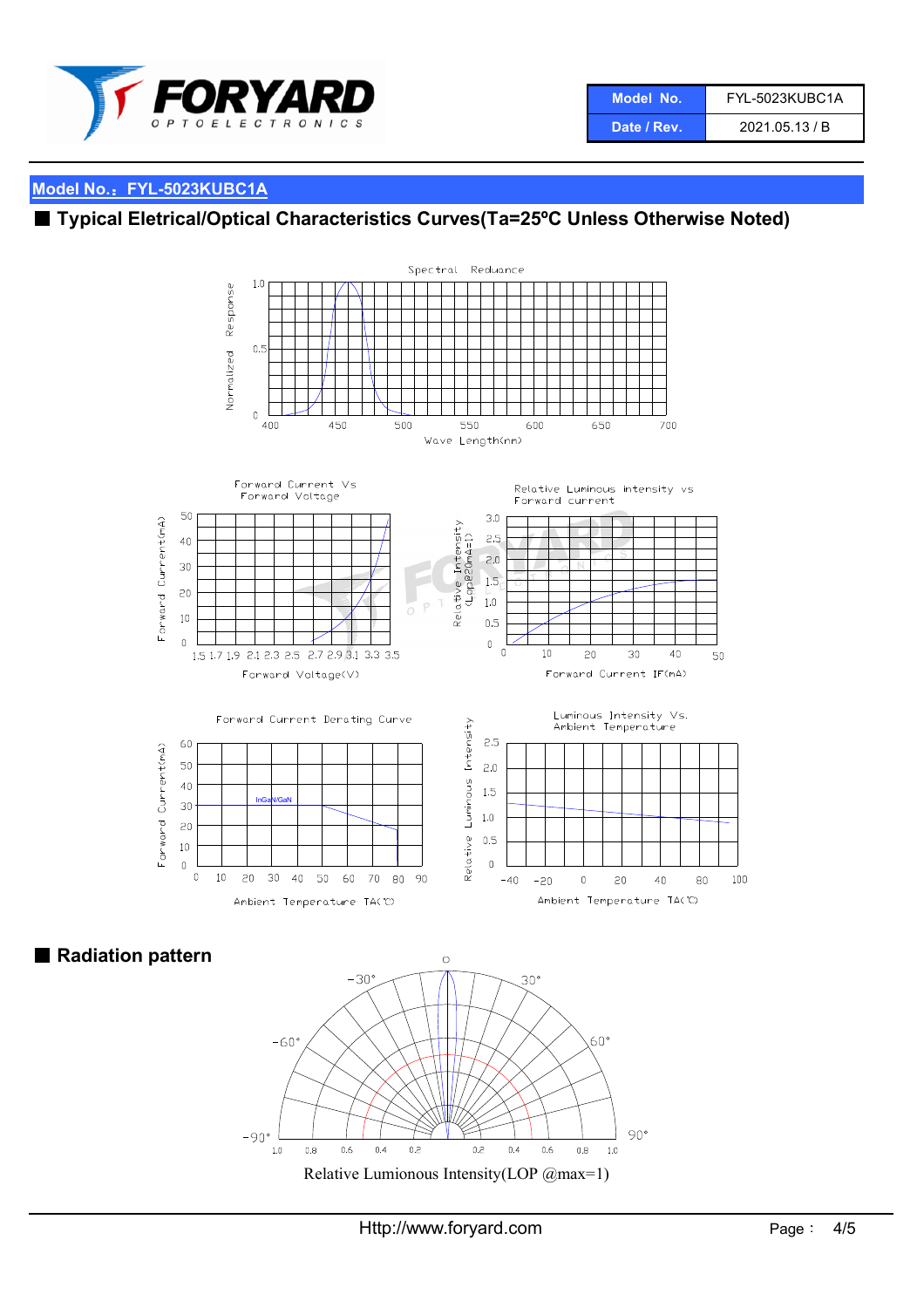| Model No. | FYL-5023KUBC1A |
| --- | --- |
| Date / Rev. | 2021.05.13 / B |

## Model No.：FYL-5023KUBC1A

## ■ Typical Eletrical/Optical Characteristics Curves(Ta=25ºC Unless Otherwise Noted)

Spectral Reduance

Normalized Response

Wave Length(nm)

Forward Current Vs Forward Voltage

Forward Current(mA)

Forward Voltage(V)

Relative Luminous intensity vs Forward current

Relative Intensity (Lop@20mA=1)

Forward Current IF(mA)

Forward Current Derating Curve

Forward Current(mA)

InGaN/GaN

Ambient Temperature TA(℃)

Luminous Intensity Vs. Ambient Temperature

Relative Luminous Intensity

Ambient Temperature TA(℃)

## ■ Radiation pattern

Relative Lumionous Intensity(LOP @max=1)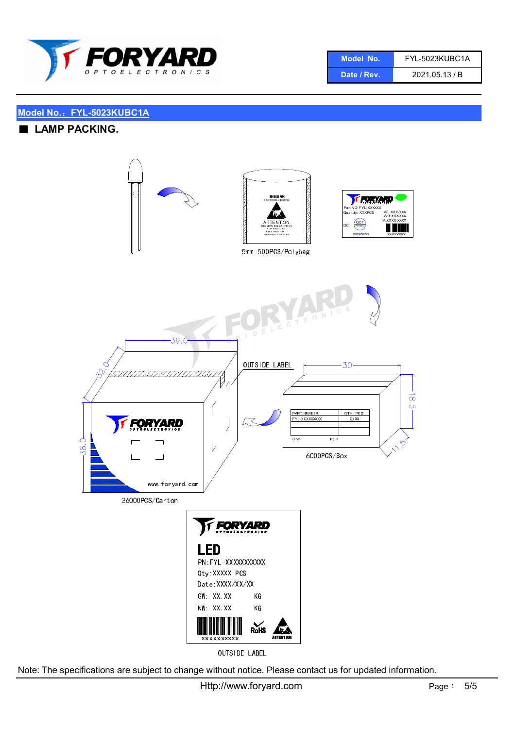| Model No. | FYL-5023KUBC1A |
|---|---|
| Date / Rev. | 2021.05.13 / B |

## Model No.：FYL-5023KUBC1A

### ■ LAMP PACKING.

5mm 500PCS/Polybag

OUTSIDE LABEL

6000PCS/Box

36000PCS/Carton

OUTSIDE LABEL

Note: The specifications are subject to change without notice. Please contact us for updated information.

Http://www.foryard.com